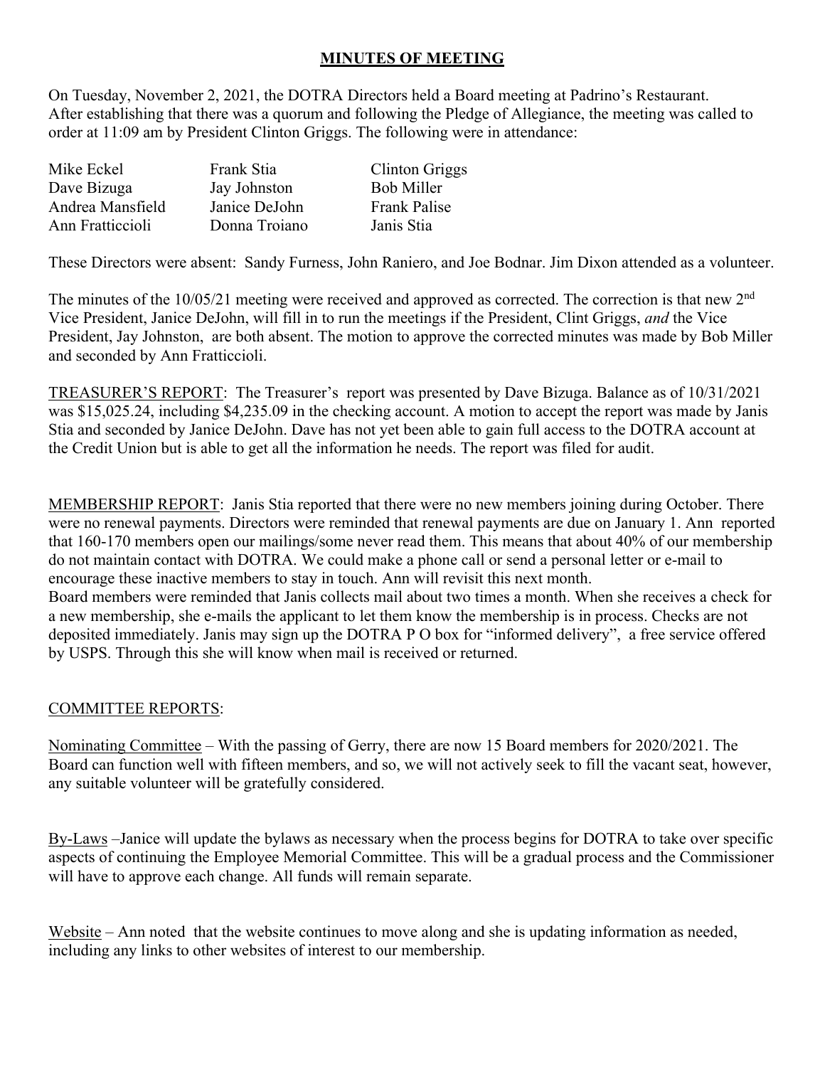## **MINUTES OF MEETING**

On Tuesday, November 2, 2021, the DOTRA Directors held a Board meeting at Padrino's Restaurant. After establishing that there was a quorum and following the Pledge of Allegiance, the meeting was called to order at 11:09 am by President Clinton Griggs. The following were in attendance:

| | | |
|---|---|---|
| Mike Eckel | Frank Stia | Clinton Griggs |
| Dave Bizuga | Jay Johnston | Bob Miller |
| Andrea Mansfield | Janice DeJohn | Frank Palise |
| Ann Fratticcioli | Donna Troiano | Janis Stia |

These Directors were absent: Sandy Furness, John Raniero, and Joe Bodnar. Jim Dixon attended as a volunteer.

The minutes of the 10/05/21 meeting were received and approved as corrected. The correction is that new 2nd Vice President, Janice DeJohn, will fill in to run the meetings if the President, Clint Griggs, *and* the Vice President, Jay Johnston, are both absent. The motion to approve the corrected minutes was made by Bob Miller and seconded by Ann Fratticcioli.

TREASURER'S REPORT: The Treasurer's report was presented by Dave Bizuga. Balance as of 10/31/2021 was $15,025.24, including $4,235.09 in the checking account. A motion to accept the report was made by Janis Stia and seconded by Janice DeJohn. Dave has not yet been able to gain full access to the DOTRA account at the Credit Union but is able to get all the information he needs. The report was filed for audit.

MEMBERSHIP REPORT: Janis Stia reported that there were no new members joining during October. There were no renewal payments. Directors were reminded that renewal payments are due on January 1. Ann reported that 160-170 members open our mailings/some never read them. This means that about 40% of our membership do not maintain contact with DOTRA. We could make a phone call or send a personal letter or e-mail to encourage these inactive members to stay in touch. Ann will revisit this next month.
Board members were reminded that Janis collects mail about two times a month. When she receives a check for a new membership, she e-mails the applicant to let them know the membership is in process. Checks are not deposited immediately. Janis may sign up the DOTRA P O box for "informed delivery", a free service offered by USPS. Through this she will know when mail is received or returned.

COMMITTEE REPORTS:

Nominating Committee – With the passing of Gerry, there are now 15 Board members for 2020/2021. The Board can function well with fifteen members, and so, we will not actively seek to fill the vacant seat, however, any suitable volunteer will be gratefully considered.

By-Laws –Janice will update the bylaws as necessary when the process begins for DOTRA to take over specific aspects of continuing the Employee Memorial Committee. This will be a gradual process and the Commissioner will have to approve each change. All funds will remain separate.

Website – Ann noted that the website continues to move along and she is updating information as needed, including any links to other websites of interest to our membership.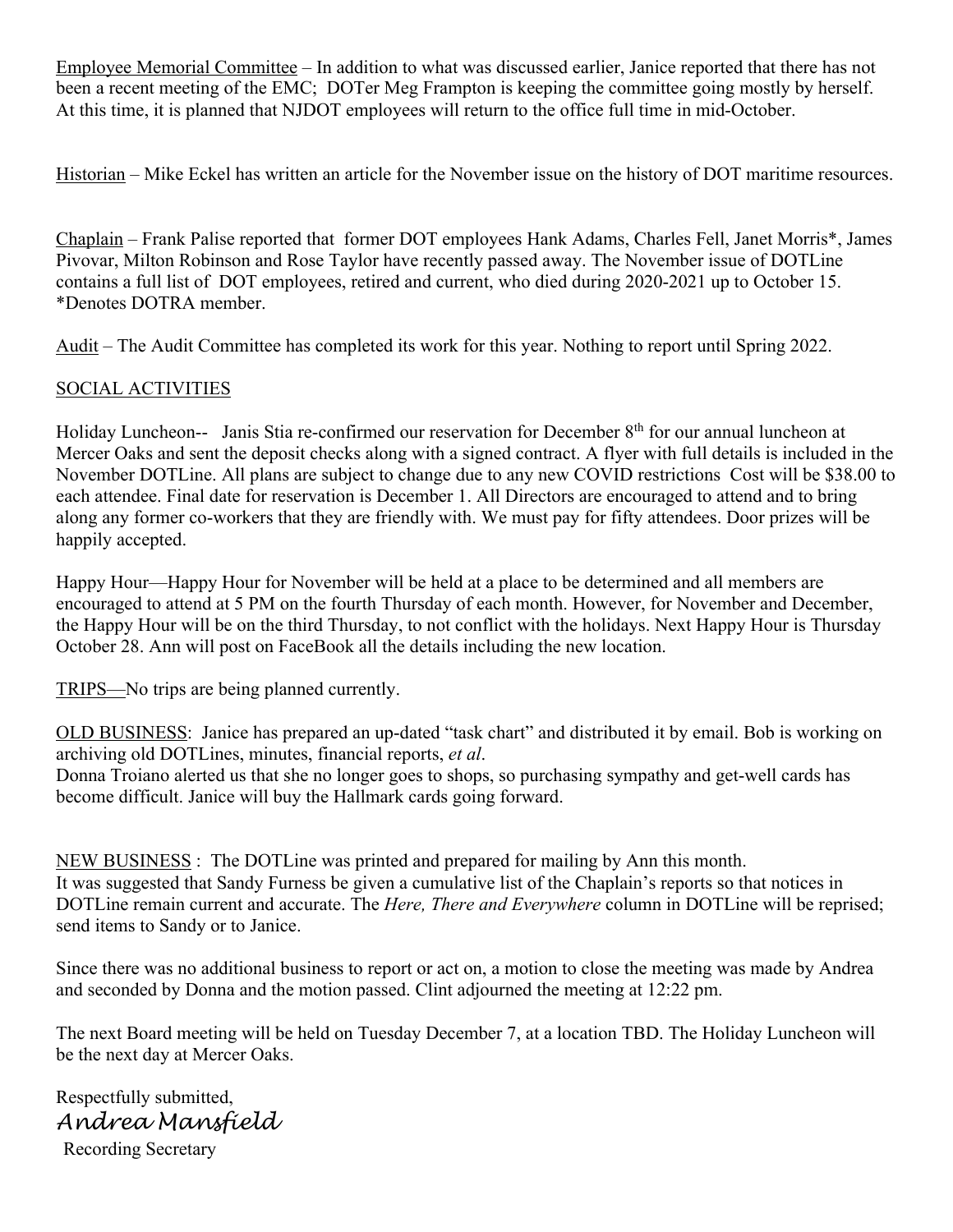Employee Memorial Committee – In addition to what was discussed earlier, Janice reported that there has not been a recent meeting of the EMC; DOTer Meg Frampton is keeping the committee going mostly by herself. At this time, it is planned that NJDOT employees will return to the office full time in mid-October.

Historian – Mike Eckel has written an article for the November issue on the history of DOT maritime resources.

Chaplain – Frank Palise reported that former DOT employees Hank Adams, Charles Fell, Janet Morris*, James Pivovar, Milton Robinson and Rose Taylor have recently passed away. The November issue of DOTLine contains a full list of DOT employees, retired and current, who died during 2020-2021 up to October 15. *Denotes DOTRA member.

Audit – The Audit Committee has completed its work for this year. Nothing to report until Spring 2022.

SOCIAL ACTIVITIES

Holiday Luncheon-- Janis Stia re-confirmed our reservation for December 8th for our annual luncheon at Mercer Oaks and sent the deposit checks along with a signed contract. A flyer with full details is included in the November DOTLine. All plans are subject to change due to any new COVID restrictions Cost will be $38.00 to each attendee. Final date for reservation is December 1. All Directors are encouraged to attend and to bring along any former co-workers that they are friendly with. We must pay for fifty attendees. Door prizes will be happily accepted.

Happy Hour—Happy Hour for November will be held at a place to be determined and all members are encouraged to attend at 5 PM on the fourth Thursday of each month. However, for November and December, the Happy Hour will be on the third Thursday, to not conflict with the holidays. Next Happy Hour is Thursday October 28. Ann will post on FaceBook all the details including the new location.

TRIPS—No trips are being planned currently.

OLD BUSINESS: Janice has prepared an up-dated "task chart" and distributed it by email. Bob is working on archiving old DOTLines, minutes, financial reports, *et al*.
Donna Troiano alerted us that she no longer goes to shops, so purchasing sympathy and get-well cards has become difficult. Janice will buy the Hallmark cards going forward.

NEW BUSINESS : The DOTLine was printed and prepared for mailing by Ann this month.
It was suggested that Sandy Furness be given a cumulative list of the Chaplain's reports so that notices in DOTLine remain current and accurate. The *Here, There and Everywhere* column in DOTLine will be reprised; send items to Sandy or to Janice.

Since there was no additional business to report or act on, a motion to close the meeting was made by Andrea and seconded by Donna and the motion passed. Clint adjourned the meeting at 12:22 pm.

The next Board meeting will be held on Tuesday December 7, at a location TBD. The Holiday Luncheon will be the next day at Mercer Oaks.

Respectfully submitted,
*Andrea Mansfield*
Recording Secretary